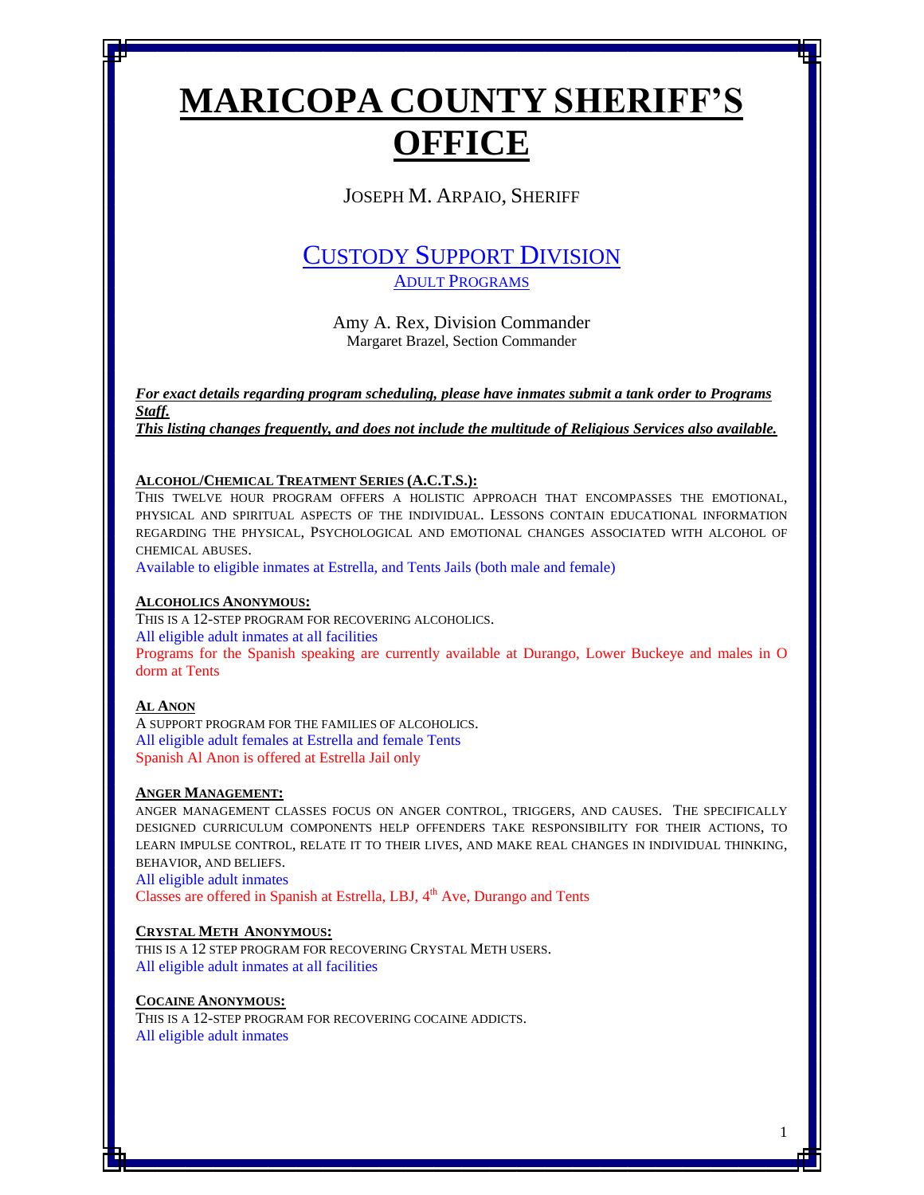# MARICOPA COUNTY SHERIFF'S OFFICE

JOSEPH M. ARPAIO, SHERIFF

## CUSTODY SUPPORT DIVISION

### ADULT PROGRAMS

Amy A. Rex, Division Commander
Margaret Brazel, Section Commander

***For exact details regarding program scheduling, please have inmates submit a tank order to Programs Staff.***
***This listing changes frequently, and does not include the multitude of Religious Services also available.***

**ALCOHOL/CHEMICAL TREATMENT SERIES (A.C.T.S.):**

THIS TWELVE HOUR PROGRAM OFFERS A HOLISTIC APPROACH THAT ENCOMPASSES THE EMOTIONAL, PHYSICAL AND SPIRITUAL ASPECTS OF THE INDIVIDUAL. LESSONS CONTAIN EDUCATIONAL INFORMATION REGARDING THE PHYSICAL, PSYCHOLOGICAL AND EMOTIONAL CHANGES ASSOCIATED WITH ALCOHOL OF CHEMICAL ABUSES.

Available to eligible inmates at Estrella, and Tents Jails (both male and female)

**ALCOHOLICS ANONYMOUS:**

THIS IS A 12-STEP PROGRAM FOR RECOVERING ALCOHOLICS.

All eligible adult inmates at all facilities

Programs for the Spanish speaking are currently available at Durango, Lower Buckeye and males in O dorm at Tents

**AL ANON**

A SUPPORT PROGRAM FOR THE FAMILIES OF ALCOHOLICS.

All eligible adult females at Estrella and female Tents

Spanish Al Anon is offered at Estrella Jail only

**ANGER MANAGEMENT:**

ANGER MANAGEMENT CLASSES FOCUS ON ANGER CONTROL, TRIGGERS, AND CAUSES. THE SPECIFICALLY DESIGNED CURRICULUM COMPONENTS HELP OFFENDERS TAKE RESPONSIBILITY FOR THEIR ACTIONS, TO LEARN IMPULSE CONTROL, RELATE IT TO THEIR LIVES, AND MAKE REAL CHANGES IN INDIVIDUAL THINKING, BEHAVIOR, AND BELIEFS.

All eligible adult inmates

Classes are offered in Spanish at Estrella, LBJ, 4th Ave, Durango and Tents

**CRYSTAL METH ANONYMOUS:**

THIS IS A 12 STEP PROGRAM FOR RECOVERING CRYSTAL METH USERS.

All eligible adult inmates at all facilities

**COCAINE ANONYMOUS:**

THIS IS A 12-STEP PROGRAM FOR RECOVERING COCAINE ADDICTS.

All eligible adult inmates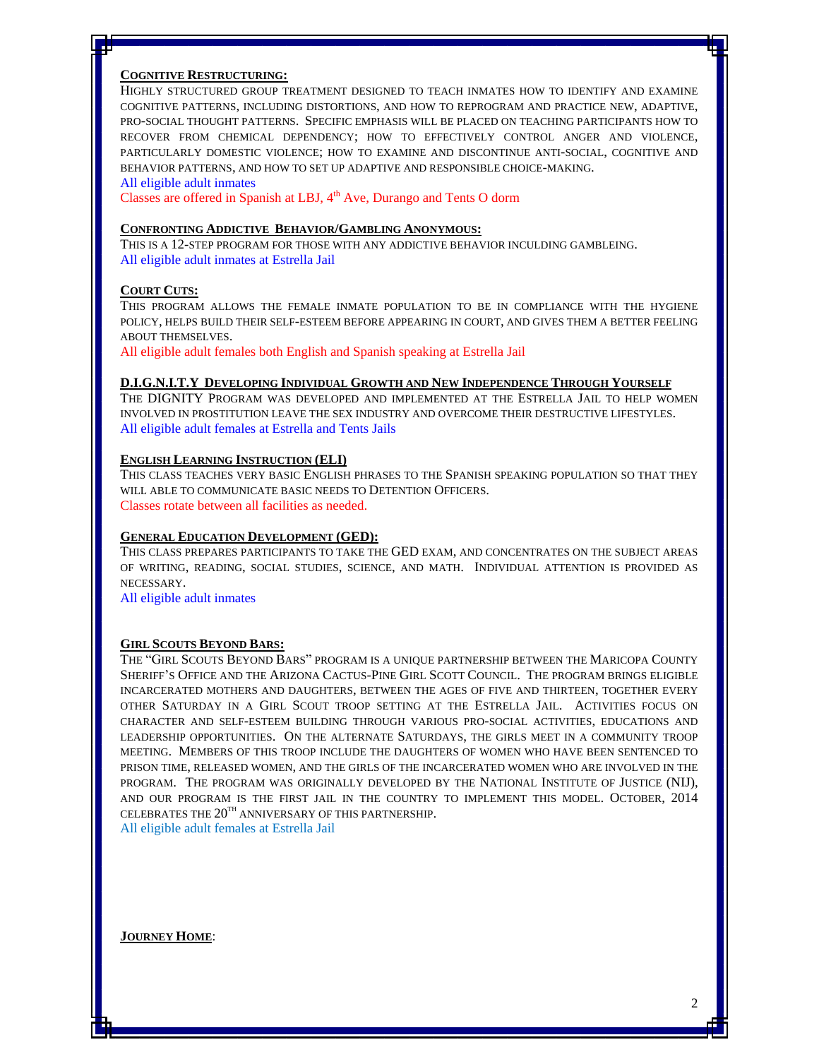**COGNITIVE RESTRUCTURING:**

HIGHLY STRUCTURED GROUP TREATMENT DESIGNED TO TEACH INMATES HOW TO IDENTIFY AND EXAMINE COGNITIVE PATTERNS, INCLUDING DISTORTIONS, AND HOW TO REPROGRAM AND PRACTICE NEW, ADAPTIVE, PRO-SOCIAL THOUGHT PATTERNS. SPECIFIC EMPHASIS WILL BE PLACED ON TEACHING PARTICIPANTS HOW TO RECOVER FROM CHEMICAL DEPENDENCY; HOW TO EFFECTIVELY CONTROL ANGER AND VIOLENCE, PARTICULARLY DOMESTIC VIOLENCE; HOW TO EXAMINE AND DISCONTINUE ANTI-SOCIAL, COGNITIVE AND BEHAVIOR PATTERNS, AND HOW TO SET UP ADAPTIVE AND RESPONSIBLE CHOICE-MAKING.

All eligible adult inmates

Classes are offered in Spanish at LBJ, 4th Ave, Durango and Tents O dorm

**CONFRONTING ADDICTIVE BEHAVIOR/GAMBLING ANONYMOUS:**

THIS IS A 12-STEP PROGRAM FOR THOSE WITH ANY ADDICTIVE BEHAVIOR INCULDING GAMBLEING.

All eligible adult inmates at Estrella Jail

**COURT CUTS:**

THIS PROGRAM ALLOWS THE FEMALE INMATE POPULATION TO BE IN COMPLIANCE WITH THE HYGIENE POLICY, HELPS BUILD THEIR SELF-ESTEEM BEFORE APPEARING IN COURT, AND GIVES THEM A BETTER FEELING ABOUT THEMSELVES.

All eligible adult females both English and Spanish speaking at Estrella Jail

**D.I.G.N.I.T.Y DEVELOPING INDIVIDUAL GROWTH AND NEW INDEPENDENCE THROUGH YOURSELF**

THE DIGNITY PROGRAM WAS DEVELOPED AND IMPLEMENTED AT THE ESTRELLA JAIL TO HELP WOMEN INVOLVED IN PROSTITUTION LEAVE THE SEX INDUSTRY AND OVERCOME THEIR DESTRUCTIVE LIFESTYLES.

All eligible adult females at Estrella and Tents Jails

**ENGLISH LEARNING INSTRUCTION (ELI)**

THIS CLASS TEACHES VERY BASIC ENGLISH PHRASES TO THE SPANISH SPEAKING POPULATION SO THAT THEY WILL ABLE TO COMMUNICATE BASIC NEEDS TO DETENTION OFFICERS.

Classes rotate between all facilities as needed.

**GENERAL EDUCATION DEVELOPMENT (GED):**

THIS CLASS PREPARES PARTICIPANTS TO TAKE THE GED EXAM, AND CONCENTRATES ON THE SUBJECT AREAS OF WRITING, READING, SOCIAL STUDIES, SCIENCE, AND MATH. INDIVIDUAL ATTENTION IS PROVIDED AS NECESSARY.

All eligible adult inmates

**GIRL SCOUTS BEYOND BARS:**

THE "GIRL SCOUTS BEYOND BARS" PROGRAM IS A UNIQUE PARTNERSHIP BETWEEN THE MARICOPA COUNTY SHERIFF'S OFFICE AND THE ARIZONA CACTUS-PINE GIRL SCOTT COUNCIL. THE PROGRAM BRINGS ELIGIBLE INCARCERATED MOTHERS AND DAUGHTERS, BETWEEN THE AGES OF FIVE AND THIRTEEN, TOGETHER EVERY OTHER SATURDAY IN A GIRL SCOUT TROOP SETTING AT THE ESTRELLA JAIL. ACTIVITIES FOCUS ON CHARACTER AND SELF-ESTEEM BUILDING THROUGH VARIOUS PRO-SOCIAL ACTIVITIES, EDUCATIONS AND LEADERSHIP OPPORTUNITIES. ON THE ALTERNATE SATURDAYS, THE GIRLS MEET IN A COMMUNITY TROOP MEETING. MEMBERS OF THIS TROOP INCLUDE THE DAUGHTERS OF WOMEN WHO HAVE BEEN SENTENCED TO PRISON TIME, RELEASED WOMEN, AND THE GIRLS OF THE INCARCERATED WOMEN WHO ARE INVOLVED IN THE PROGRAM. THE PROGRAM WAS ORIGINALLY DEVELOPED BY THE NATIONAL INSTITUTE OF JUSTICE (NIJ), AND OUR PROGRAM IS THE FIRST JAIL IN THE COUNTRY TO IMPLEMENT THIS MODEL. OCTOBER, 2014 CELEBRATES THE 20TH ANNIVERSARY OF THIS PARTNERSHIP.

All eligible adult females at Estrella Jail

**JOURNEY HOME**: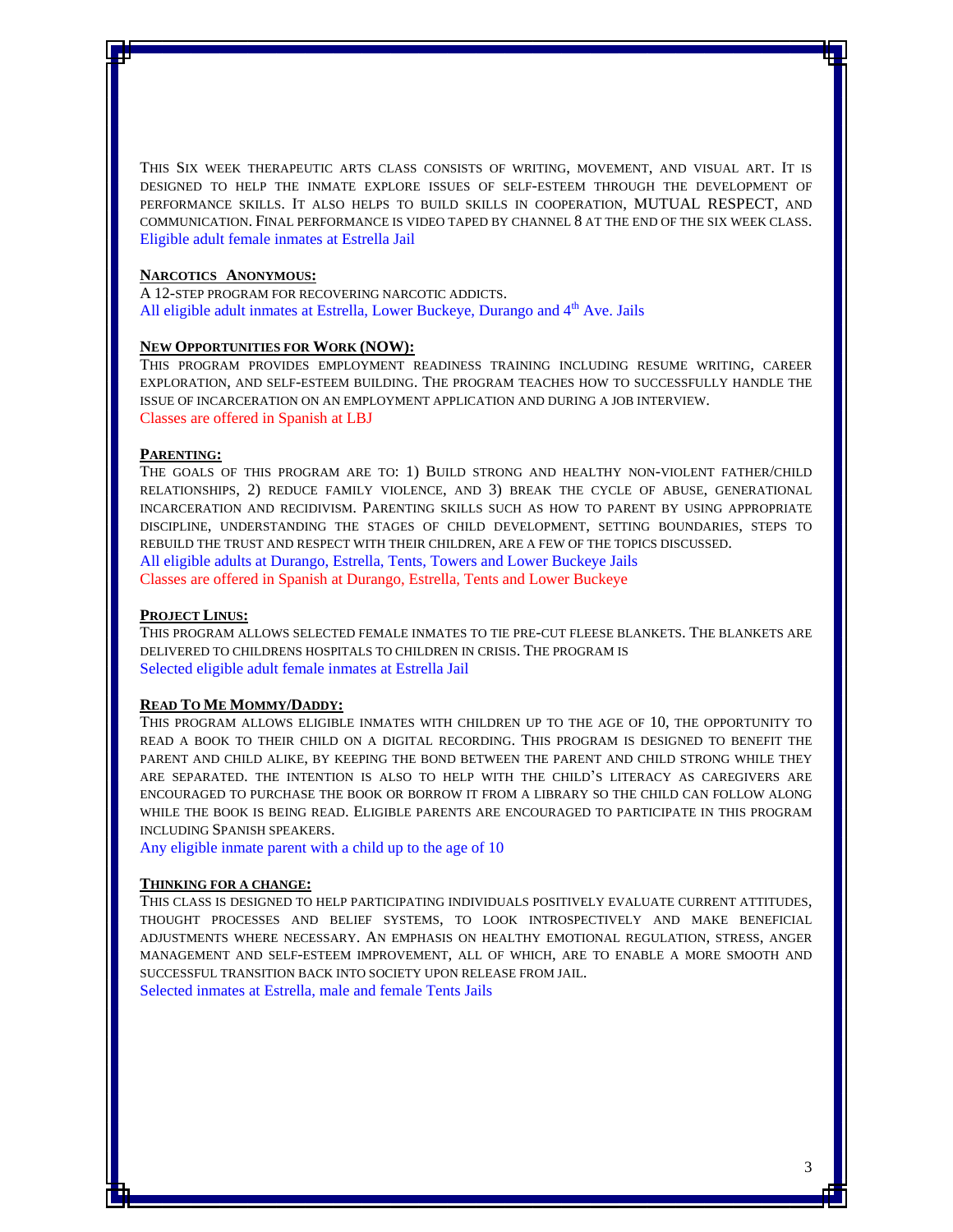This Six week therapeutic arts class consists of writing, movement, and visual art. It is designed to help the inmate explore issues of self-esteem through the development of performance skills. It also helps to build skills in cooperation, MUTUAL RESPECT, and communication. Final performance is video taped by Channel 8 at the end of the six week class.
Eligible adult female inmates at Estrella Jail

**NARCOTICS ANONYMOUS:**

A 12-step program for recovering narcotic addicts.
All eligible adult inmates at Estrella, Lower Buckeye, Durango and 4th Ave. Jails

**NEW OPPORTUNITIES FOR WORK (NOW):**

This program provides employment readiness training including resume writing, career exploration, and self-esteem building. The program teaches how to successfully handle the issue of incarceration on an employment application and during a job interview.
Classes are offered in Spanish at LBJ

**PARENTING:**

The goals of this program are to: 1) Build strong and healthy non-violent father/child relationships, 2) reduce family violence, and 3) break the cycle of abuse, generational incarceration and recidivism. Parenting skills such as how to parent by using appropriate discipline, understanding the stages of child development, setting boundaries, steps to rebuild the trust and respect with their children, are a few of the topics discussed.
All eligible adults at Durango, Estrella, Tents, Towers and Lower Buckeye Jails
Classes are offered in Spanish at Durango, Estrella, Tents and Lower Buckeye

**PROJECT LINUS:**

This program allows selected female inmates to tie pre-cut fleese blankets. The blankets are delivered to childrens hospitals to children in crisis. The program is
Selected eligible adult female inmates at Estrella Jail

**READ TO ME MOMMY/DADDY:**

This program allows eligible inmates with children up to the age of 10, the opportunity to read a book to their child on a digital recording. This program is designed to benefit the parent and child alike, by keeping the bond between the parent and child strong while they are separated. the intention is also to help with the child's literacy as caregivers are encouraged to purchase the book or borrow it from a library so the child can follow along while the book is being read. Eligible parents are encouraged to participate in this program including Spanish speakers.
Any eligible inmate parent with a child up to the age of 10

**THINKING FOR A CHANGE:**

This class is designed to help participating individuals positively evaluate current attitudes, thought processes and belief systems, to look introspectively and make beneficial adjustments where necessary. An emphasis on healthy emotional regulation, stress, anger management and self-esteem improvement, all of which, are to enable a more smooth and successful transition back into society upon release from jail.
Selected inmates at Estrella, male and female Tents Jails